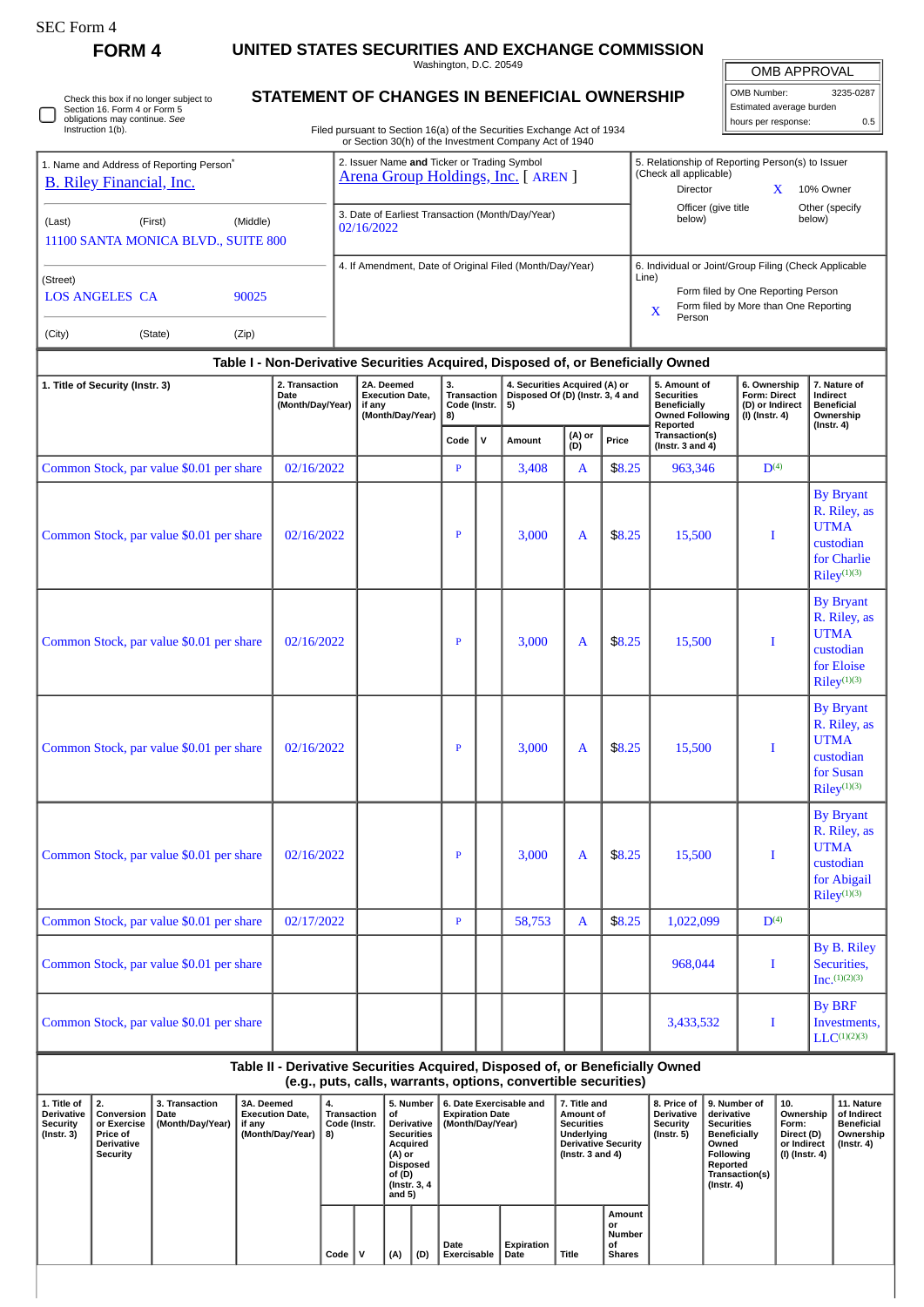SEC Form 4

**FORM 4**

# UNITED STATES SECURITIES AND EXCHANGE COMMISSION

Washington, D.C. 20549

## STATEMENT OF CHANGES IN BENEFICIAL OWNERSHIP

Filed pursuant to Section 16(a) of the Securities Exchange Act of 1934 or Section 30(h) of the Investment Company Act of 1940

| OMB APPROVAL | |
|---|---|
| OMB Number: | 3235-0287 |
| Estimated average burden | |
| hours per response: | 0.5 |

☐ Check this box if no longer subject to Section 16. Form 4 or Form 5 obligations may continue. *See* Instruction 1(b).

1. Name and Address of Reporting Person*
B. Riley Financial, Inc.

(Last) (First) (Middle)
11100 SANTA MONICA BLVD., SUITE 800

(Street)
LOS ANGELES CA 90025

(City) (State) (Zip)

2. Issuer Name **and** Ticker or Trading Symbol
Arena Group Holdings, Inc. [ AREN ]

3. Date of Earliest Transaction (Month/Day/Year)
02/16/2022

4. If Amendment, Date of Original Filed (Month/Day/Year)

5. Relationship of Reporting Person(s) to Issuer (Check all applicable)
Director
X 10% Owner
Officer (give title below)
Other (specify below)

6. Individual or Joint/Group Filing (Check Applicable Line)
Form filed by One Reporting Person
X Form filed by More than One Reporting Person

### Table I - Non-Derivative Securities Acquired, Disposed of, or Beneficially Owned

| 1. Title of Security (Instr. 3) | 2. Transaction Date (Month/Day/Year) | 2A. Deemed Execution Date, if any (Month/Day/Year) | 3. Transaction Code (Instr. 8) | | 4. Securities Acquired (A) or Disposed Of (D) (Instr. 3, 4 and 5) | | | 5. Amount of Securities Beneficially Owned Following Reported Transaction(s) (Instr. 3 and 4) | 6. Ownership Form: Direct (D) or Indirect (I) (Instr. 4) | 7. Nature of Indirect Beneficial Ownership (Instr. 4) |
|---|---|---|---|---|---|---|---|---|---|---|
| | | | Code | V | Amount | (A) or (D) | Price | | | |
| Common Stock, par value $0.01 per share | 02/16/2022 | | P | | 3,408 | A | $8.25 | 963,346 | D[4] | |
| Common Stock, par value $0.01 per share | 02/16/2022 | | P | | 3,000 | A | $8.25 | 15,500 | I | By Bryant R. Riley, as UTMA custodian for Charlie Riley[1][3] |
| Common Stock, par value $0.01 per share | 02/16/2022 | | P | | 3,000 | A | $8.25 | 15,500 | I | By Bryant R. Riley, as UTMA custodian for Eloise Riley[1][3] |
| Common Stock, par value $0.01 per share | 02/16/2022 | | P | | 3,000 | A | $8.25 | 15,500 | I | By Bryant R. Riley, as UTMA custodian for Susan Riley[1][3] |
| Common Stock, par value $0.01 per share | 02/16/2022 | | P | | 3,000 | A | $8.25 | 15,500 | I | By Bryant R. Riley, as UTMA custodian for Abigail Riley[1][3] |
| Common Stock, par value $0.01 per share | 02/17/2022 | | P | | 58,753 | A | $8.25 | 1,022,099 | D[4] | |
| Common Stock, par value $0.01 per share | | | | | | | | 968,044 | I | By B. Riley Securities, Inc.[1][2][3] |
| Common Stock, par value $0.01 per share | | | | | | | | 3,433,532 | I | By BRF Investments, LLC[1][2][3] |

### Table II - Derivative Securities Acquired, Disposed of, or Beneficially Owned
### (e.g., puts, calls, warrants, options, convertible securities)

| 1. Title of Derivative Security (Instr. 3) | 2. Conversion or Exercise Price of Derivative Security | 3. Transaction Date (Month/Day/Year) | 3A. Deemed Execution Date, if any (Month/Day/Year) | 4. Transaction Code (Instr. 8) | | 5. Number of Derivative Securities Acquired (A) or Disposed of (D) (Instr. 3, 4 and 5) | | 6. Date Exercisable and Expiration Date (Month/Day/Year) | | 7. Title and Amount of Securities Underlying Derivative Security (Instr. 3 and 4) | | 8. Price of Derivative Security (Instr. 5) | 9. Number of derivative Securities Beneficially Owned Following Reported Transaction(s) (Instr. 4) | 10. Ownership Form: Direct (D) or Indirect (I) (Instr. 4) | 11. Nature of Indirect Beneficial Ownership (Instr. 4) |
|---|---|---|---|---|---|---|---|---|---|---|---|---|---|---|---|
| | | | | Code | V | (A) | (D) | Date Exercisable | Expiration Date | Title | Amount or Number of Shares | | | | |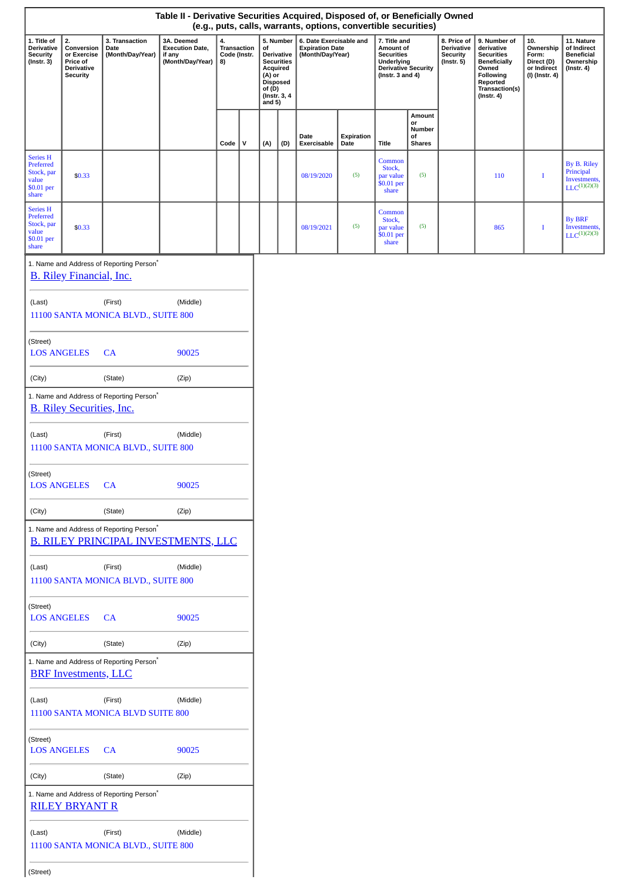## Table II - Derivative Securities Acquired, Disposed of, or Beneficially Owned (e.g., puts, calls, warrants, options, convertible securities)

| 1. Title of Derivative Security (Instr. 3) | 2. Conversion or Exercise Price of Derivative Security | 3. Transaction Date (Month/Day/Year) | 3A. Deemed Execution Date, if any (Month/Day/Year) | 4. Transaction Code (Instr. 8) | | 5. Number of Derivative Securities Acquired (A) or Disposed of (D) (Instr. 3, 4 and 5) | | 6. Date Exercisable and Expiration Date (Month/Day/Year) | | 7. Title and Amount of Securities Underlying Derivative Security (Instr. 3 and 4) | | 8. Price of Derivative Security (Instr. 5) | 9. Number of derivative Securities Beneficially Owned Following Reported Transaction(s) (Instr. 4) | 10. Ownership Form: Direct (D) or Indirect (I) (Instr. 4) | 11. Nature of Indirect Beneficial Ownership (Instr. 4) |
|---|---|---|---|---|---|---|---|---|---|---|---|---|---|---|---|
| | | | | Code | V | (A) | (D) | Date Exercisable | Expiration Date | Title | Amount or Number of Shares | | | | |
| Series H Preferred Stock, par value $0.01 per share | $0.33 | | | | | | | 08/19/2020 | (5) | Common Stock, par value $0.01 per share | (5) | | 110 | I | By B. Riley Principal Investments, LLC(1)(2)(3) |
| Series H Preferred Stock, par value $0.01 per share | $0.33 | | | | | | | 08/19/2021 | (5) | Common Stock, par value $0.01 per share | (5) | | 865 | I | By BRF Investments, LLC(1)(2)(3) |

1. Name and Address of Reporting Person*

B. Riley Financial, Inc.

(Last) (First) (Middle)

11100 SANTA MONICA BLVD., SUITE 800

(Street)

LOS ANGELES CA 90025

(City) (State) (Zip)

1. Name and Address of Reporting Person*

B. Riley Securities, Inc.

(Last) (First) (Middle)

11100 SANTA MONICA BLVD., SUITE 800

(Street)

LOS ANGELES CA 90025

(City) (State) (Zip)

1. Name and Address of Reporting Person*

B. RILEY PRINCIPAL INVESTMENTS, LLC

(Last) (First) (Middle)

11100 SANTA MONICA BLVD., SUITE 800

(Street)

LOS ANGELES CA 90025

(City) (State) (Zip)

1. Name and Address of Reporting Person*

BRF Investments, LLC

(Last) (First) (Middle)

11100 SANTA MONICA BLVD SUITE 800

(Street)

LOS ANGELES CA 90025

(City) (State) (Zip)

1. Name and Address of Reporting Person*

RILEY BRYANT R

(Last) (First) (Middle)

11100 SANTA MONICA BLVD., SUITE 800

(Street)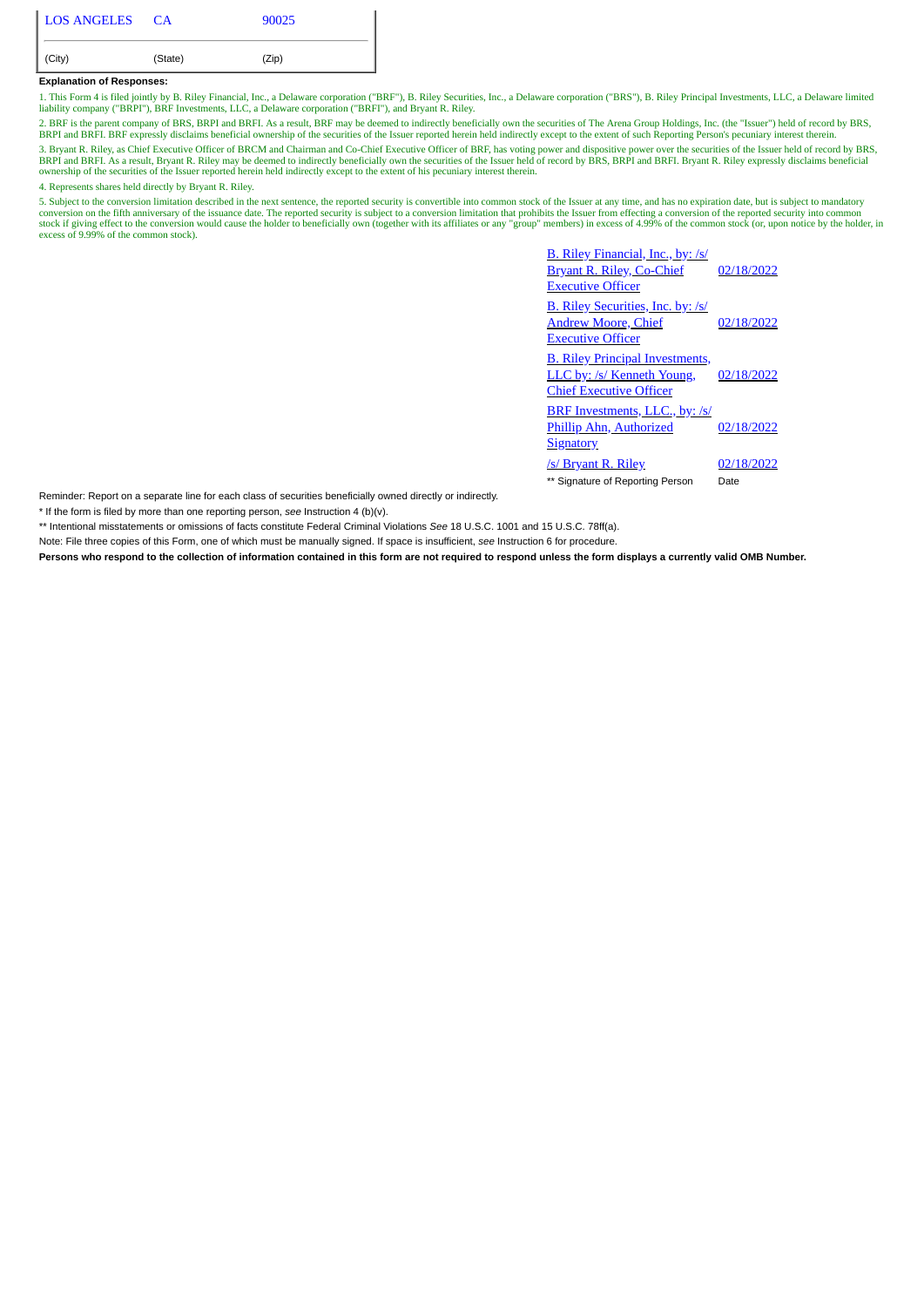| LOS ANGELES | CA | 90025 |
|---|---|---|
| (City) | (State) | (Zip) |

**Explanation of Responses:**

1. This Form 4 is filed jointly by B. Riley Financial, Inc., a Delaware corporation ("BRF"), B. Riley Securities, Inc., a Delaware corporation ("BRS"), B. Riley Principal Investments, LLC, a Delaware limited liability company ("BRPI"), BRF Investments, LLC, a Delaware corporation ("BRFI"), and Bryant R. Riley.

2. BRF is the parent company of BRS, BRPI and BRFI. As a result, BRF may be deemed to indirectly beneficially own the securities of The Arena Group Holdings, Inc. (the "Issuer") held of record by BRS, BRPI and BRFI. BRF expressly disclaims beneficial ownership of the securities of the Issuer reported herein held indirectly except to the extent of such Reporting Person's pecuniary interest therein.

3. Bryant R. Riley, as Chief Executive Officer of BRCM and Chairman and Co-Chief Executive Officer of BRF, has voting power and dispositive power over the securities of the Issuer held of record by BRS, BRPI and BRFI. As a result, Bryant R. Riley may be deemed to indirectly beneficially own the securities of the Issuer held of record by BRS, BRPI and BRFI. Bryant R. Riley expressly disclaims beneficial ownership of the securities of the Issuer reported herein held indirectly except to the extent of his pecuniary interest therein.

4. Represents shares held directly by Bryant R. Riley.

5. Subject to the conversion limitation described in the next sentence, the reported security is convertible into common stock of the Issuer at any time, and has no expiration date, but is subject to mandatory conversion on the fifth anniversary of the issuance date. The reported security is subject to a conversion limitation that prohibits the Issuer from effecting a conversion of the reported security into common stock if giving effect to the conversion would cause the holder to beneficially own (together with its affiliates or any "group" members) in excess of 4.99% of the common stock (or, upon notice by the holder, in excess of 9.99% of the common stock).

| | |
|---|---|
| B. Riley Financial, Inc., by: /s/ Bryant R. Riley, Co-Chief Executive Officer | 02/18/2022 |
| B. Riley Securities, Inc. by: /s/ Andrew Moore, Chief Executive Officer | 02/18/2022 |
| B. Riley Principal Investments, LLC by: /s/ Kenneth Young, Chief Executive Officer | 02/18/2022 |
| BRF Investments, LLC., by: /s/ Phillip Ahn, Authorized Signatory | 02/18/2022 |
| /s/ Bryant R. Riley | 02/18/2022 |
| ** Signature of Reporting Person | Date |

Reminder: Report on a separate line for each class of securities beneficially owned directly or indirectly.

\* If the form is filed by more than one reporting person, *see* Instruction 4 (b)(v).

\*\* Intentional misstatements or omissions of facts constitute Federal Criminal Violations *See* 18 U.S.C. 1001 and 15 U.S.C. 78ff(a).

Note: File three copies of this Form, one of which must be manually signed. If space is insufficient, *see* Instruction 6 for procedure.

**Persons who respond to the collection of information contained in this form are not required to respond unless the form displays a currently valid OMB Number.**